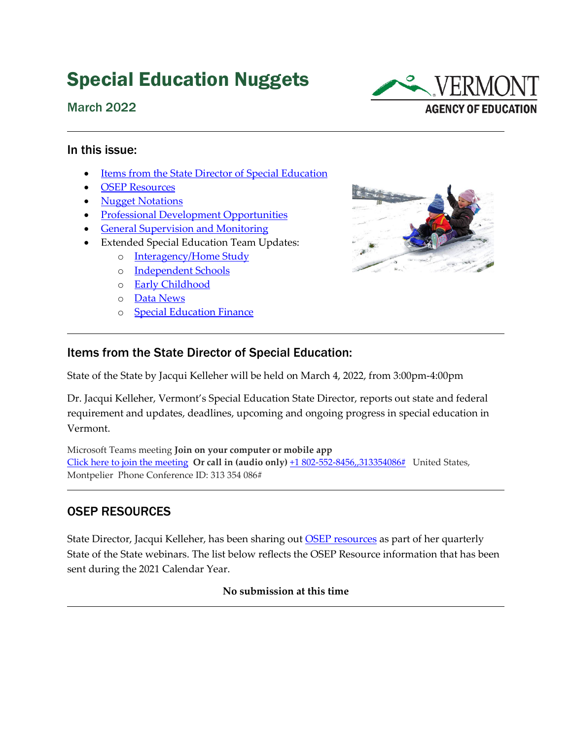# Special Education Nuggets

March 2022

## In this issue:

- Items from the State Director of Special Education
- OSEP Resources
- Nugget Notations
- Professional Development Opportunities
- General Supervision and Monitoring
- Extended Special Education Team Updates:
  - Interagency/Home Study
  - Independent Schools
  - Early Childhood
  - Data News
  - Special Education Finance

## Items from the State Director of Special Education:

State of the State by Jacqui Kelleher will be held on March 4, 2022, from 3:00pm-4:00pm

Dr. Jacqui Kelleher, Vermont's Special Education State Director, reports out state and federal requirement and updates, deadlines, upcoming and ongoing progress in special education in Vermont.

Microsoft Teams meeting **Join on your computer or mobile app**
Click here to join the meeting **Or call in (audio only)** +1 802-552-8456,,313354086# United States, Montpelier Phone Conference ID: 313 354 086#

## OSEP RESOURCES

State Director, Jacqui Kelleher, has been sharing out OSEP resources as part of her quarterly State of the State webinars. The list below reflects the OSEP Resource information that has been sent during the 2021 Calendar Year.

**No submission at this time**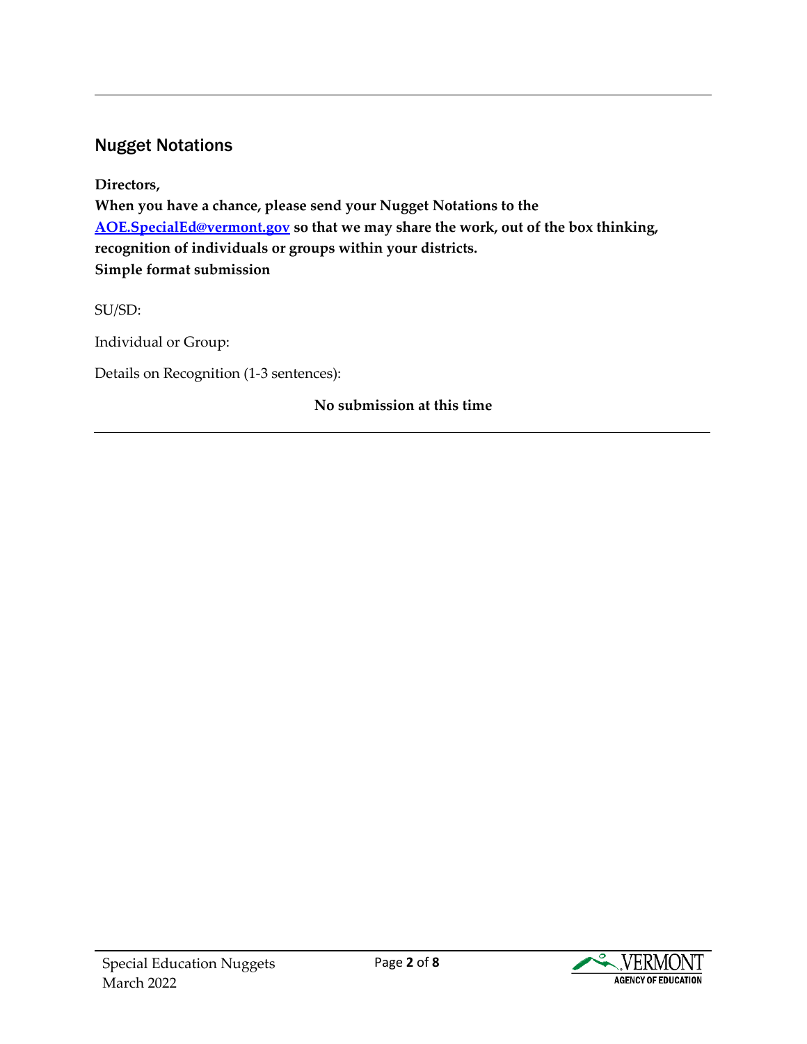## Nugget Notations

**Directors,**
**When you have a chance, please send your Nugget Notations to the [AOE.SpecialEd@vermont.gov](mailto:AOE.SpecialEd@vermont.gov) so that we may share the work, out of the box thinking, recognition of individuals or groups within your districts.**
**Simple format submission**

SU/SD:

Individual or Group:

Details on Recognition (1-3 sentences):

**No submission at this time**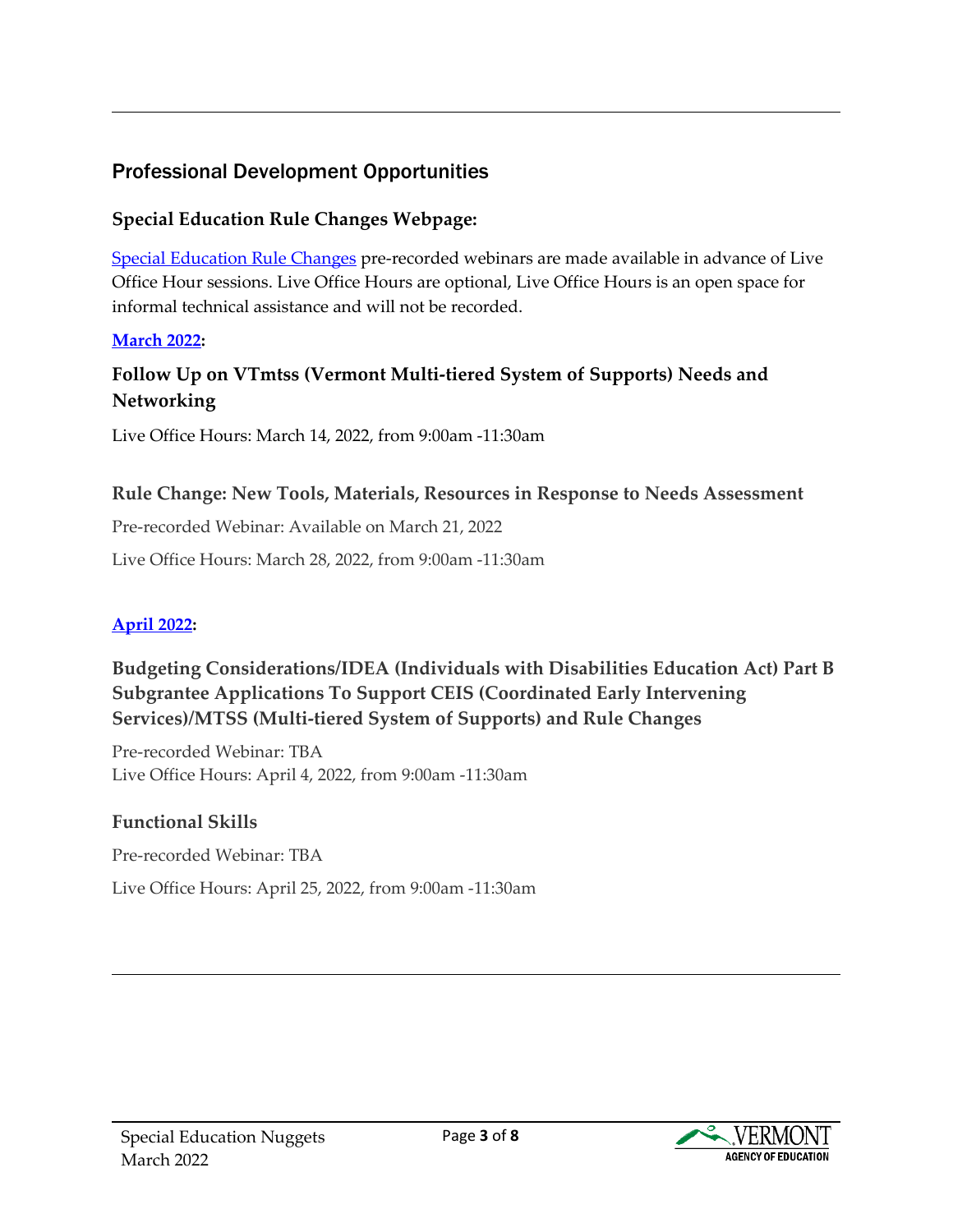## Professional Development Opportunities

### Special Education Rule Changes Webpage:

Special Education Rule Changes pre-recorded webinars are made available in advance of Live Office Hour sessions. Live Office Hours are optional, Live Office Hours is an open space for informal technical assistance and will not be recorded.

**March 2022:**

### Follow Up on VTmtss (Vermont Multi-tiered System of Supports) Needs and Networking

Live Office Hours: March 14, 2022, from 9:00am -11:30am

### Rule Change: New Tools, Materials, Resources in Response to Needs Assessment

Pre-recorded Webinar: Available on March 21, 2022

Live Office Hours: March 28, 2022, from 9:00am -11:30am

**April 2022:**

### Budgeting Considerations/IDEA (Individuals with Disabilities Education Act) Part B Subgrantee Applications To Support CEIS (Coordinated Early Intervening Services)/MTSS (Multi-tiered System of Supports) and Rule Changes

Pre-recorded Webinar: TBA
Live Office Hours: April 4, 2022, from 9:00am -11:30am

### Functional Skills

Pre-recorded Webinar: TBA

Live Office Hours: April 25, 2022, from 9:00am -11:30am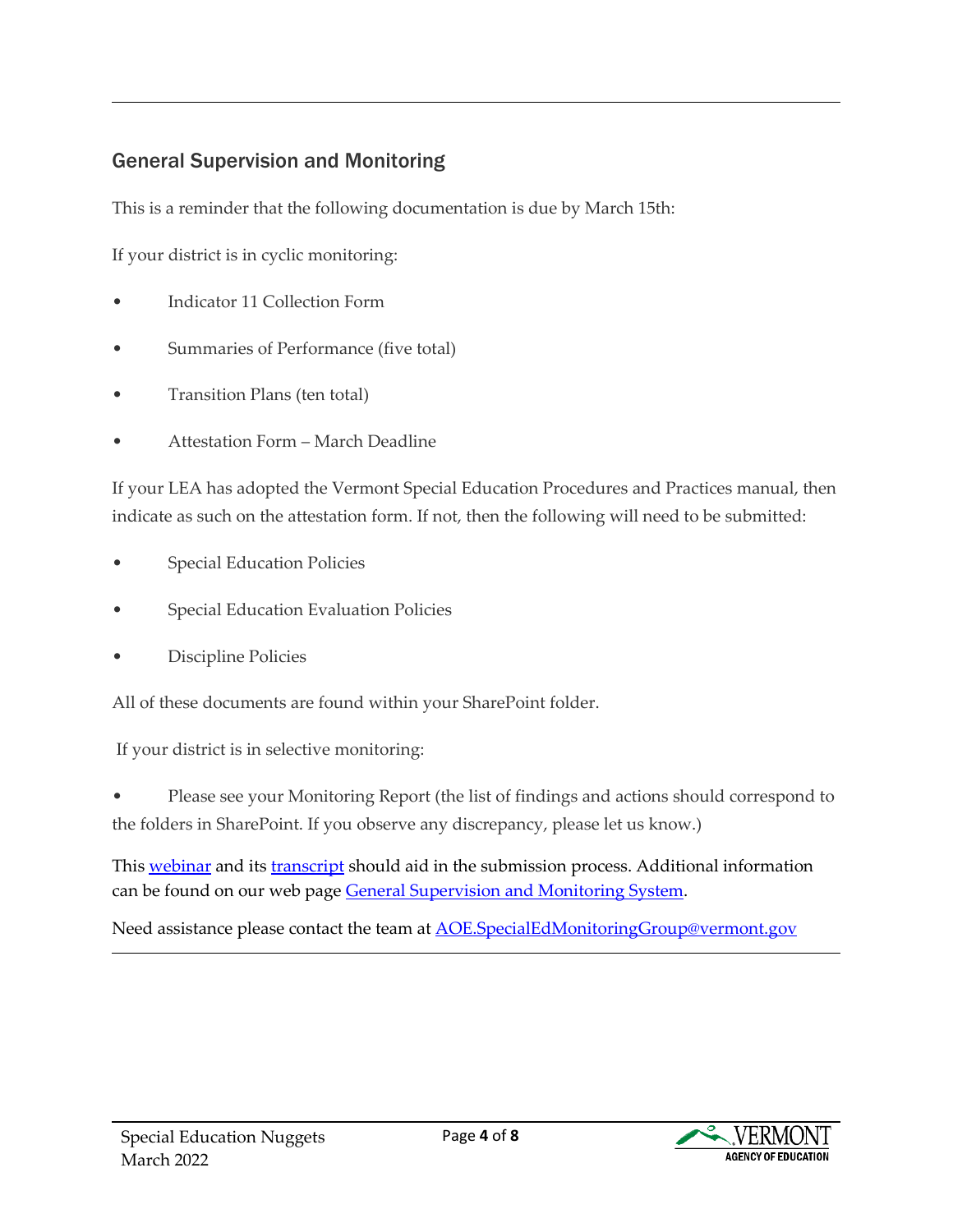## General Supervision and Monitoring

This is a reminder that the following documentation is due by March 15th:

If your district is in cyclic monitoring:

- Indicator 11 Collection Form
- Summaries of Performance (five total)
- Transition Plans (ten total)
- Attestation Form – March Deadline

If your LEA has adopted the Vermont Special Education Procedures and Practices manual, then indicate as such on the attestation form. If not, then the following will need to be submitted:

- Special Education Policies
- Special Education Evaluation Policies
- Discipline Policies

All of these documents are found within your SharePoint folder.

If your district is in selective monitoring:

- Please see your Monitoring Report (the list of findings and actions should correspond to the folders in SharePoint. If you observe any discrepancy, please let us know.)

This webinar and its transcript should aid in the submission process. Additional information can be found on our web page General Supervision and Monitoring System.

Need assistance please contact the team at AOE.SpecialEdMonitoringGroup@vermont.gov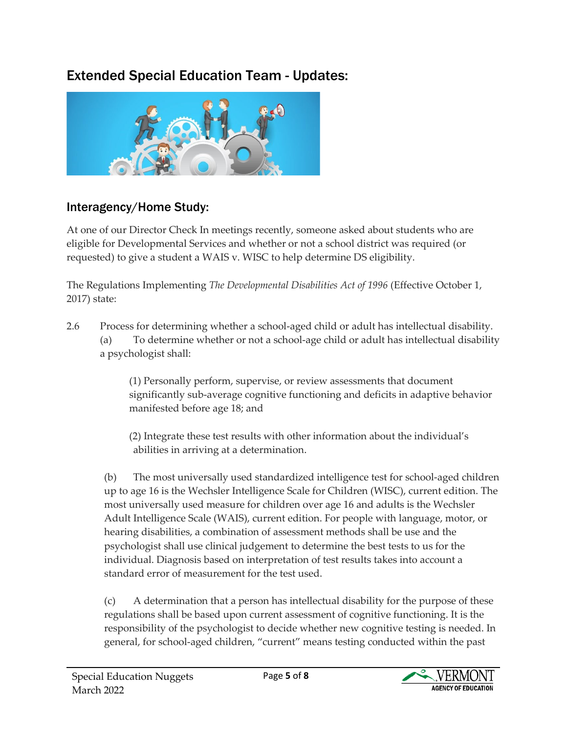## Extended Special Education Team - Updates:

### Interagency/Home Study:

At one of our Director Check In meetings recently, someone asked about students who are eligible for Developmental Services and whether or not a school district was required (or requested) to give a student a WAIS v. WISC to help determine DS eligibility.

The Regulations Implementing *The Developmental Disabilities Act of 1996* (Effective October 1, 2017) state:

2.6 Process for determining whether a school-aged child or adult has intellectual disability.

(a) To determine whether or not a school-age child or adult has intellectual disability a psychologist shall:

(1) Personally perform, supervise, or review assessments that document significantly sub-average cognitive functioning and deficits in adaptive behavior manifested before age 18; and

(2) Integrate these test results with other information about the individual's abilities in arriving at a determination.

(b) The most universally used standardized intelligence test for school-aged children up to age 16 is the Wechsler Intelligence Scale for Children (WISC), current edition. The most universally used measure for children over age 16 and adults is the Wechsler Adult Intelligence Scale (WAIS), current edition. For people with language, motor, or hearing disabilities, a combination of assessment methods shall be use and the psychologist shall use clinical judgement to determine the best tests to us for the individual. Diagnosis based on interpretation of test results takes into account a standard error of measurement for the test used.

(c) A determination that a person has intellectual disability for the purpose of these regulations shall be based upon current assessment of cognitive functioning. It is the responsibility of the psychologist to decide whether new cognitive testing is needed. In general, for school-aged children, "current" means testing conducted within the past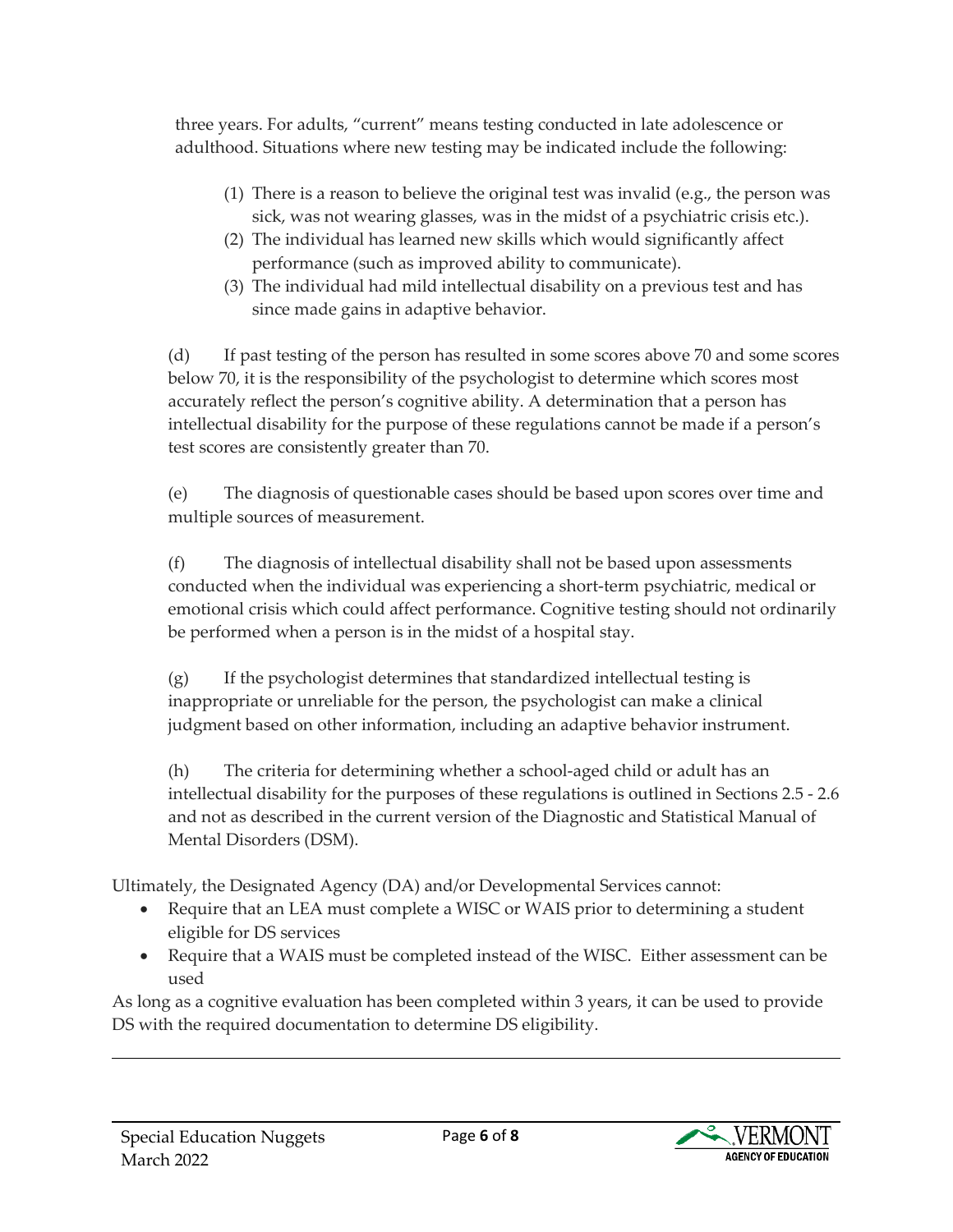three years. For adults, "current" means testing conducted in late adolescence or adulthood. Situations where new testing may be indicated include the following:

(1) There is a reason to believe the original test was invalid (e.g., the person was sick, was not wearing glasses, was in the midst of a psychiatric crisis etc.).
(2) The individual has learned new skills which would significantly affect performance (such as improved ability to communicate).
(3) The individual had mild intellectual disability on a previous test and has since made gains in adaptive behavior.

(d) If past testing of the person has resulted in some scores above 70 and some scores below 70, it is the responsibility of the psychologist to determine which scores most accurately reflect the person's cognitive ability. A determination that a person has intellectual disability for the purpose of these regulations cannot be made if a person's test scores are consistently greater than 70.

(e) The diagnosis of questionable cases should be based upon scores over time and multiple sources of measurement.

(f) The diagnosis of intellectual disability shall not be based upon assessments conducted when the individual was experiencing a short-term psychiatric, medical or emotional crisis which could affect performance. Cognitive testing should not ordinarily be performed when a person is in the midst of a hospital stay.

(g) If the psychologist determines that standardized intellectual testing is inappropriate or unreliable for the person, the psychologist can make a clinical judgment based on other information, including an adaptive behavior instrument.

(h) The criteria for determining whether a school-aged child or adult has an intellectual disability for the purposes of these regulations is outlined in Sections 2.5 - 2.6 and not as described in the current version of the Diagnostic and Statistical Manual of Mental Disorders (DSM).

Ultimately, the Designated Agency (DA) and/or Developmental Services cannot:

- Require that an LEA must complete a WISC or WAIS prior to determining a student eligible for DS services
- Require that a WAIS must be completed instead of the WISC. Either assessment can be used

As long as a cognitive evaluation has been completed within 3 years, it can be used to provide DS with the required documentation to determine DS eligibility.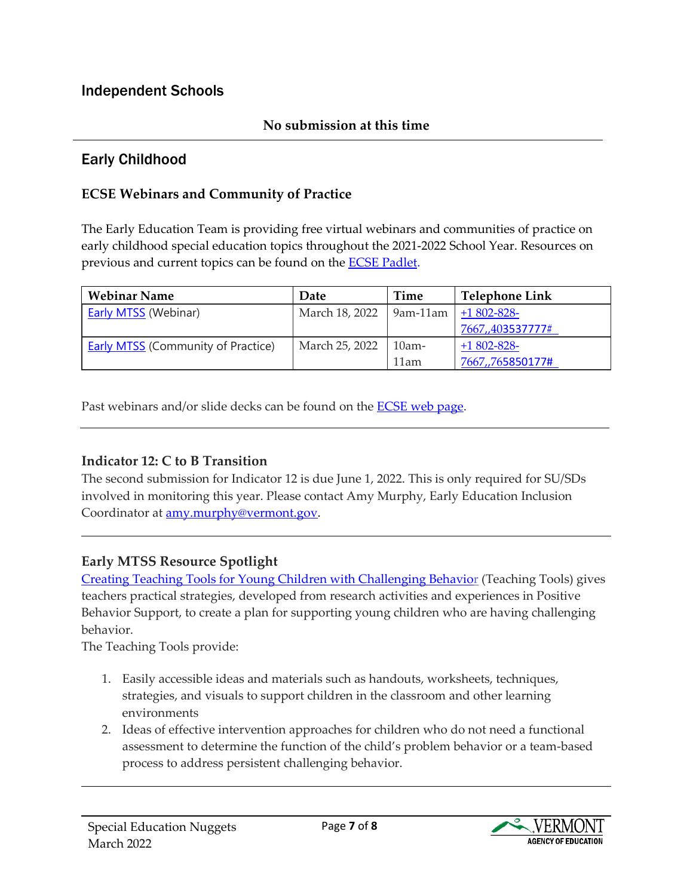## Independent Schools

**No submission at this time**

## Early Childhood

### ECSE Webinars and Community of Practice

The Early Education Team is providing free virtual webinars and communities of practice on early childhood special education topics throughout the 2021-2022 School Year. Resources on previous and current topics can be found on the ECSE Padlet.

| Webinar Name | Date | Time | Telephone Link |
|---|---|---|---|
| Early MTSS (Webinar) | March 18, 2022 | 9am-11am | +1 802-828-7667,,403537777# |
| Early MTSS (Community of Practice) | March 25, 2022 | 10am-11am | +1 802-828-7667,,765850177# |

Past webinars and/or slide decks can be found on the ECSE web page.

### Indicator 12: C to B Transition

The second submission for Indicator 12 is due June 1, 2022. This is only required for SU/SDs involved in monitoring this year. Please contact Amy Murphy, Early Education Inclusion Coordinator at amy.murphy@vermont.gov.

### Early MTSS Resource Spotlight

Creating Teaching Tools for Young Children with Challenging Behavior (Teaching Tools) gives teachers practical strategies, developed from research activities and experiences in Positive Behavior Support, to create a plan for supporting young children who are having challenging behavior.

The Teaching Tools provide:

1. Easily accessible ideas and materials such as handouts, worksheets, techniques, strategies, and visuals to support children in the classroom and other learning environments
2. Ideas of effective intervention approaches for children who do not need a functional assessment to determine the function of the child's problem behavior or a team-based process to address persistent challenging behavior.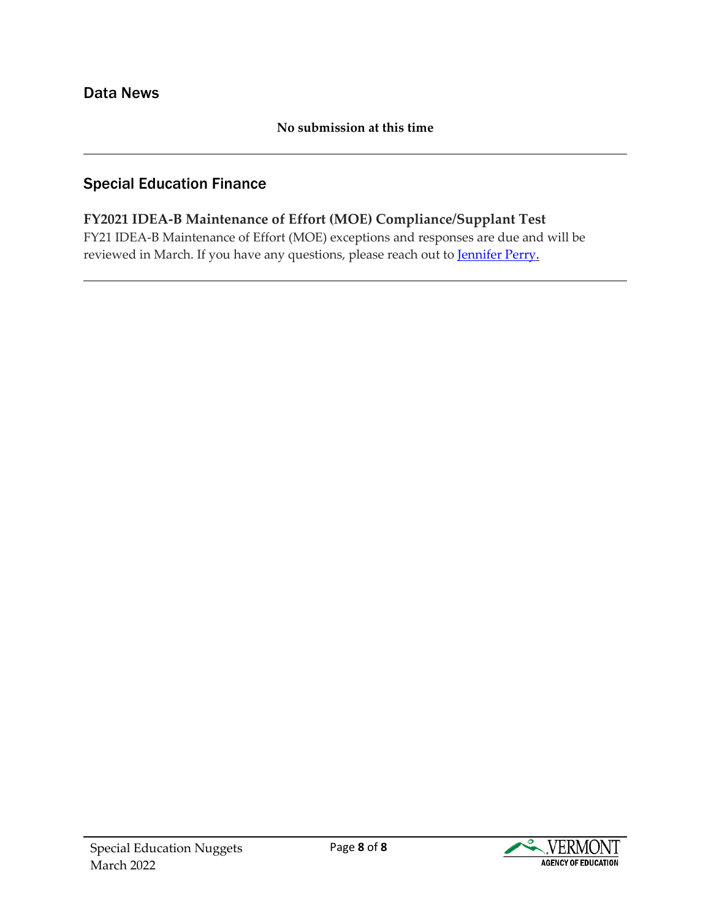## Data News

**No submission at this time**

---

## Special Education Finance

### FY2021 IDEA-B Maintenance of Effort (MOE) Compliance/Supplant Test

FY21 IDEA-B Maintenance of Effort (MOE) exceptions and responses are due and will be reviewed in March. If you have any questions, please reach out to Jennifer Perry.

---